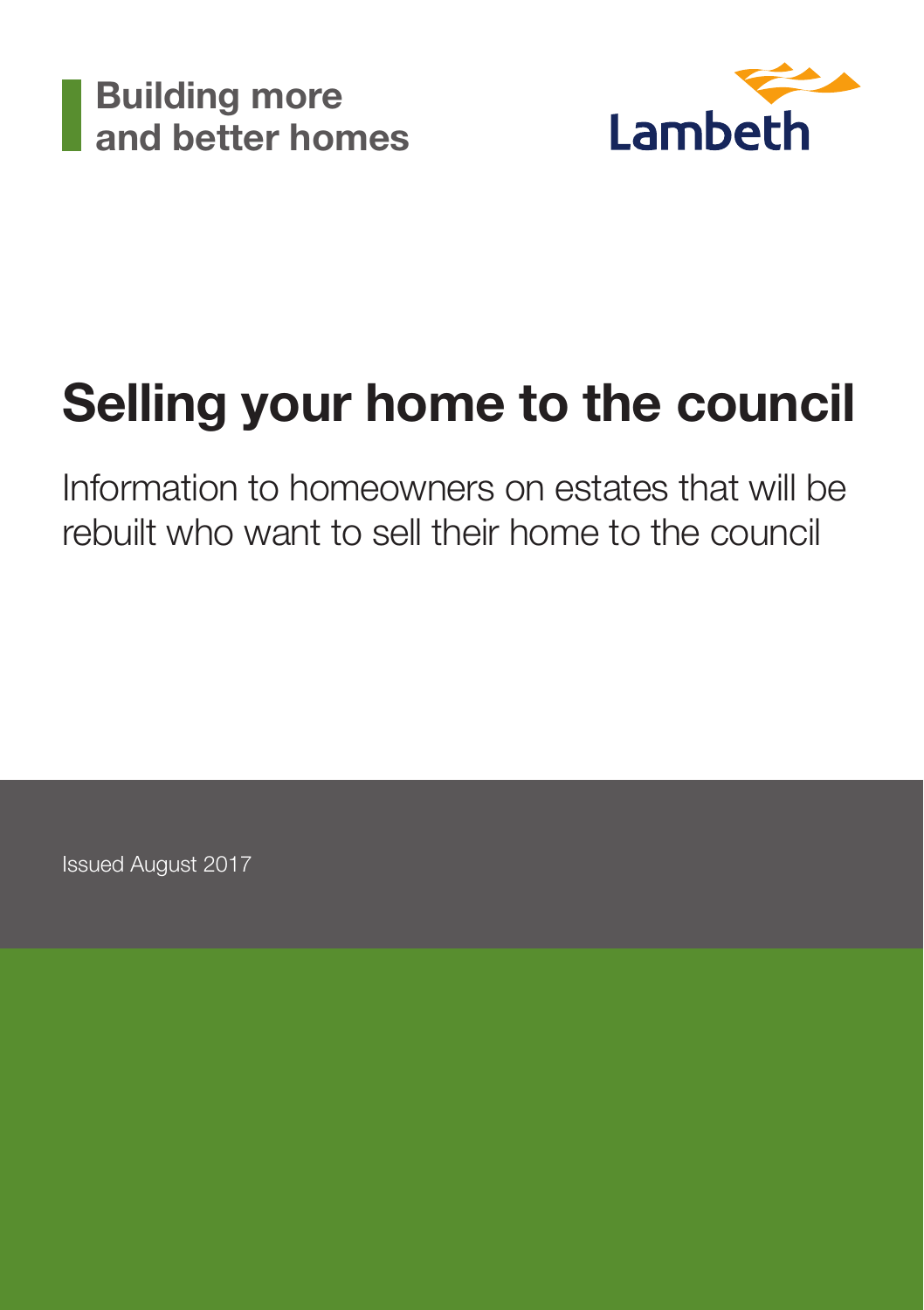**Building more and better homes**

Lambeth

# Selling your home to the council

Information to homeowners on estates that will be rebuilt who want to sell their home to the council

Issued August 2017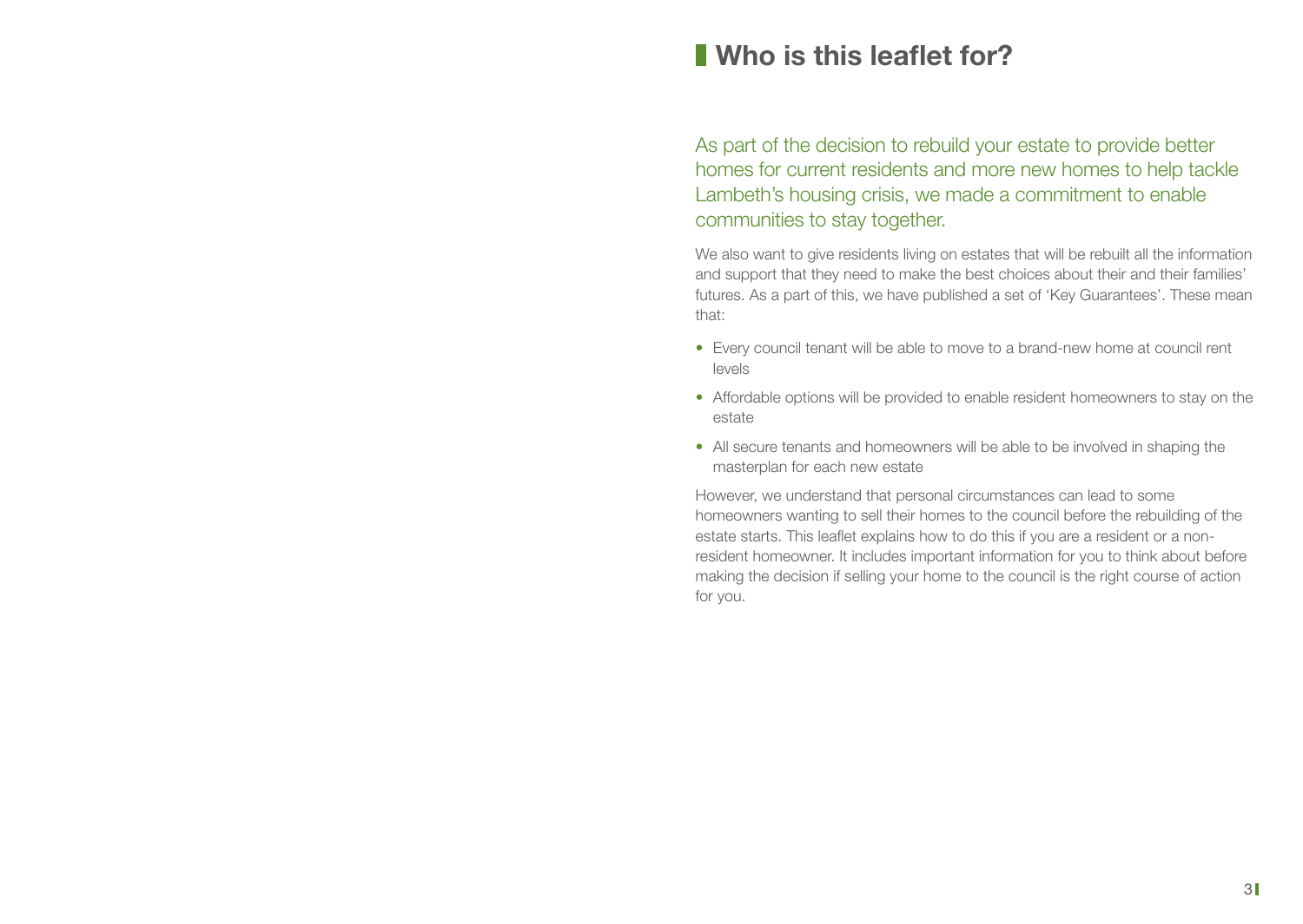## Who is this leaflet for?

As part of the decision to rebuild your estate to provide better homes for current residents and more new homes to help tackle Lambeth's housing crisis, we made a commitment to enable communities to stay together.

We also want to give residents living on estates that will be rebuilt all the information and support that they need to make the best choices about their and their families' futures. As a part of this, we have published a set of 'Key Guarantees'. These mean that:

- Every council tenant will be able to move to a brand-new home at council rent levels
- Affordable options will be provided to enable resident homeowners to stay on the estate
- All secure tenants and homeowners will be able to be involved in shaping the masterplan for each new estate

However, we understand that personal circumstances can lead to some homeowners wanting to sell their homes to the council before the rebuilding of the estate starts. This leaflet explains how to do this if you are a resident or a non-resident homeowner. It includes important information for you to think about before making the decision if selling your home to the council is the right course of action for you.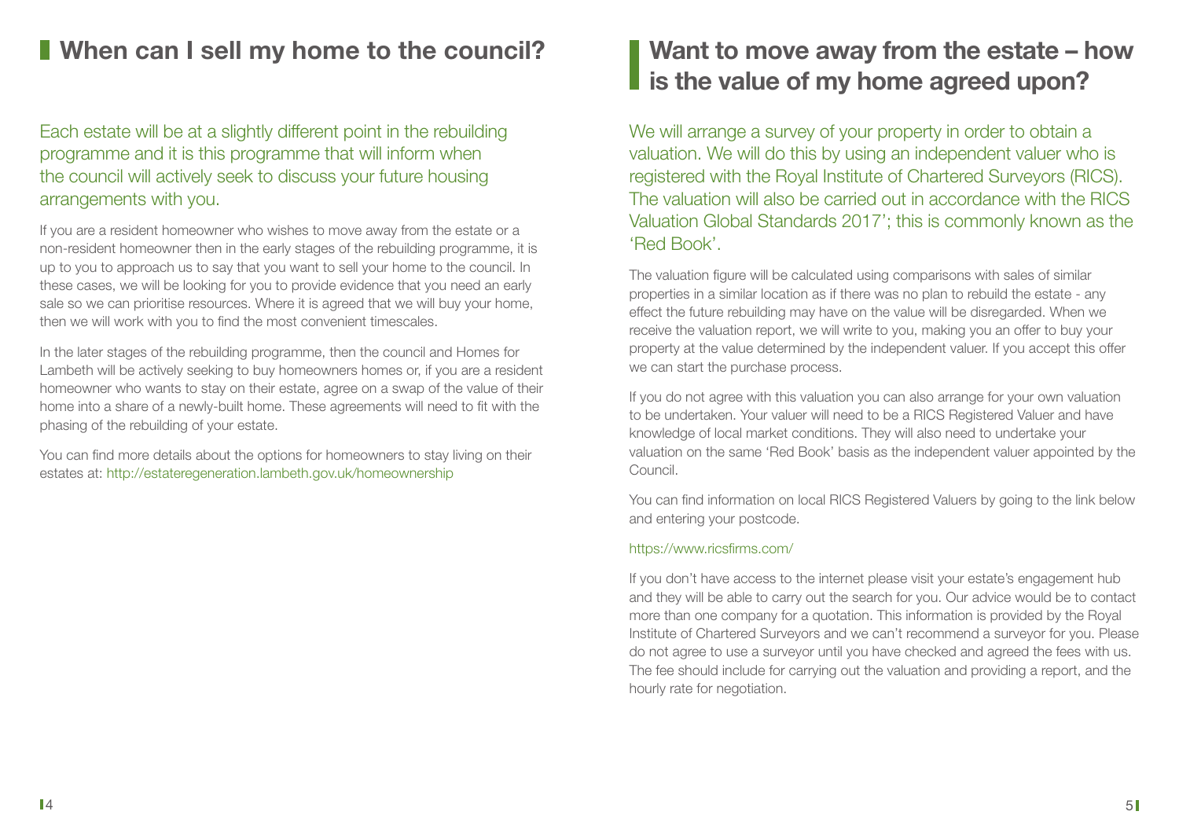## When can I sell my home to the council?

Each estate will be at a slightly different point in the rebuilding programme and it is this programme that will inform when the council will actively seek to discuss your future housing arrangements with you.

If you are a resident homeowner who wishes to move away from the estate or a non-resident homeowner then in the early stages of the rebuilding programme, it is up to you to approach us to say that you want to sell your home to the council. In these cases, we will be looking for you to provide evidence that you need an early sale so we can prioritise resources. Where it is agreed that we will buy your home, then we will work with you to find the most convenient timescales.

In the later stages of the rebuilding programme, then the council and Homes for Lambeth will be actively seeking to buy homeowners homes or, if you are a resident homeowner who wants to stay on their estate, agree on a swap of the value of their home into a share of a newly-built home. These agreements will need to fit with the phasing of the rebuilding of your estate.

You can find more details about the options for homeowners to stay living on their estates at: http://estateregeneration.lambeth.gov.uk/homeownership

## Want to move away from the estate – how is the value of my home agreed upon?

We will arrange a survey of your property in order to obtain a valuation. We will do this by using an independent valuer who is registered with the Royal Institute of Chartered Surveyors (RICS). The valuation will also be carried out in accordance with the RICS Valuation Global Standards 2017'; this is commonly known as the 'Red Book'.

The valuation figure will be calculated using comparisons with sales of similar properties in a similar location as if there was no plan to rebuild the estate - any effect the future rebuilding may have on the value will be disregarded. When we receive the valuation report, we will write to you, making you an offer to buy your property at the value determined by the independent valuer. If you accept this offer we can start the purchase process.

If you do not agree with this valuation you can also arrange for your own valuation to be undertaken. Your valuer will need to be a RICS Registered Valuer and have knowledge of local market conditions. They will also need to undertake your valuation on the same 'Red Book' basis as the independent valuer appointed by the Council.

You can find information on local RICS Registered Valuers by going to the link below and entering your postcode.

https://www.ricsfirms.com/

If you don't have access to the internet please visit your estate's engagement hub and they will be able to carry out the search for you. Our advice would be to contact more than one company for a quotation. This information is provided by the Royal Institute of Chartered Surveyors and we can't recommend a surveyor for you. Please do not agree to use a surveyor until you have checked and agreed the fees with us. The fee should include for carrying out the valuation and providing a report, and the hourly rate for negotiation.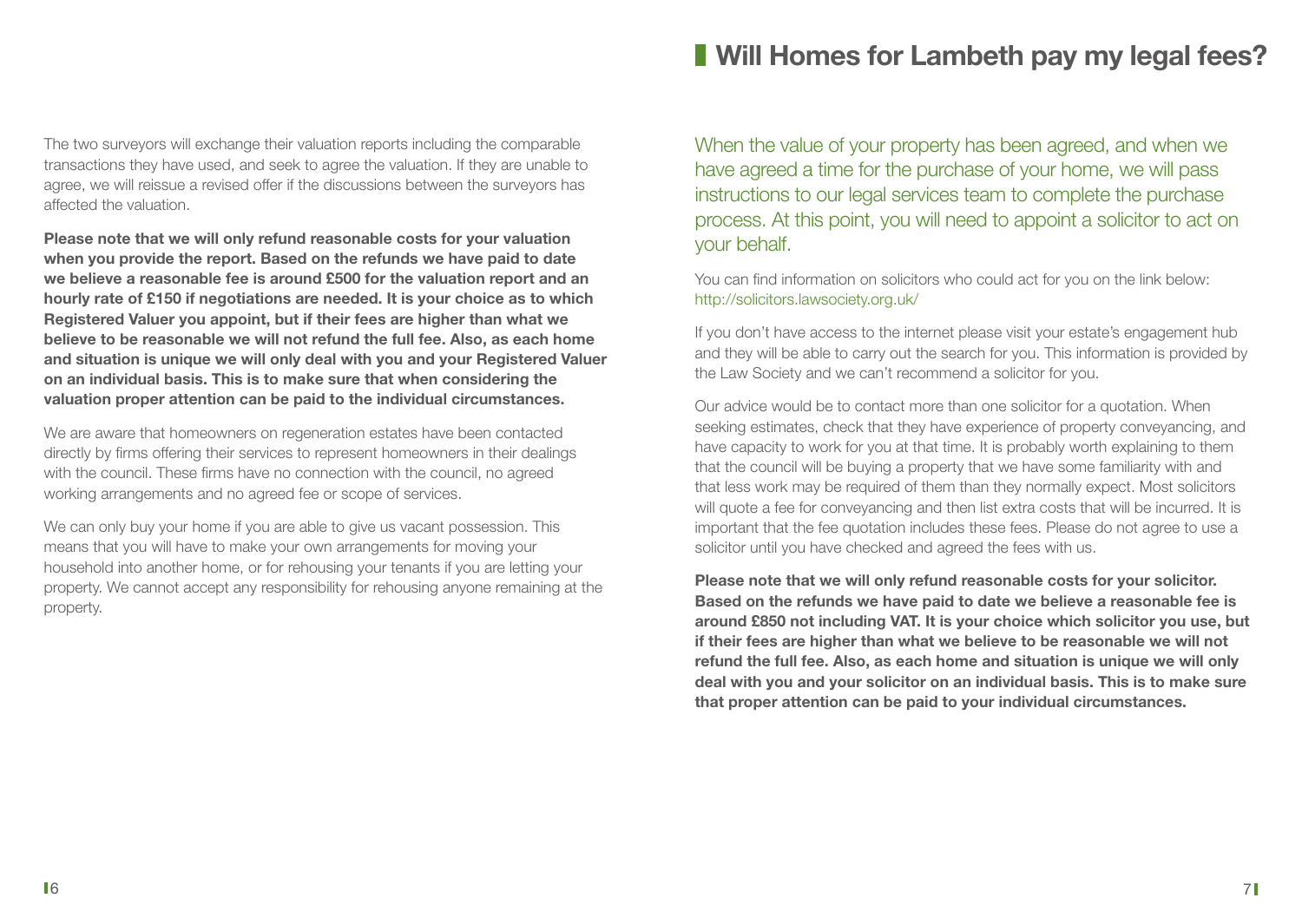The two surveyors will exchange their valuation reports including the comparable transactions they have used, and seek to agree the valuation. If they are unable to agree, we will reissue a revised offer if the discussions between the surveyors has affected the valuation.

**Please note that we will only refund reasonable costs for your valuation when you provide the report. Based on the refunds we have paid to date we believe a reasonable fee is around £500 for the valuation report and an hourly rate of £150 if negotiations are needed. It is your choice as to which Registered Valuer you appoint, but if their fees are higher than what we believe to be reasonable we will not refund the full fee. Also, as each home and situation is unique we will only deal with you and your Registered Valuer on an individual basis. This is to make sure that when considering the valuation proper attention can be paid to the individual circumstances.**

We are aware that homeowners on regeneration estates have been contacted directly by firms offering their services to represent homeowners in their dealings with the council. These firms have no connection with the council, no agreed working arrangements and no agreed fee or scope of services.

We can only buy your home if you are able to give us vacant possession. This means that you will have to make your own arrangements for moving your household into another home, or for rehousing your tenants if you are letting your property. We cannot accept any responsibility for rehousing anyone remaining at the property.

## Will Homes for Lambeth pay my legal fees?

When the value of your property has been agreed, and when we have agreed a time for the purchase of your home, we will pass instructions to our legal services team to complete the purchase process. At this point, you will need to appoint a solicitor to act on your behalf.

You can find information on solicitors who could act for you on the link below: http://solicitors.lawsociety.org.uk/

If you don't have access to the internet please visit your estate's engagement hub and they will be able to carry out the search for you. This information is provided by the Law Society and we can't recommend a solicitor for you.

Our advice would be to contact more than one solicitor for a quotation. When seeking estimates, check that they have experience of property conveyancing, and have capacity to work for you at that time. It is probably worth explaining to them that the council will be buying a property that we have some familiarity with and that less work may be required of them than they normally expect. Most solicitors will quote a fee for conveyancing and then list extra costs that will be incurred. It is important that the fee quotation includes these fees. Please do not agree to use a solicitor until you have checked and agreed the fees with us.

**Please note that we will only refund reasonable costs for your solicitor. Based on the refunds we have paid to date we believe a reasonable fee is around £850 not including VAT. It is your choice which solicitor you use, but if their fees are higher than what we believe to be reasonable we will not refund the full fee. Also, as each home and situation is unique we will only deal with you and your solicitor on an individual basis. This is to make sure that proper attention can be paid to your individual circumstances.**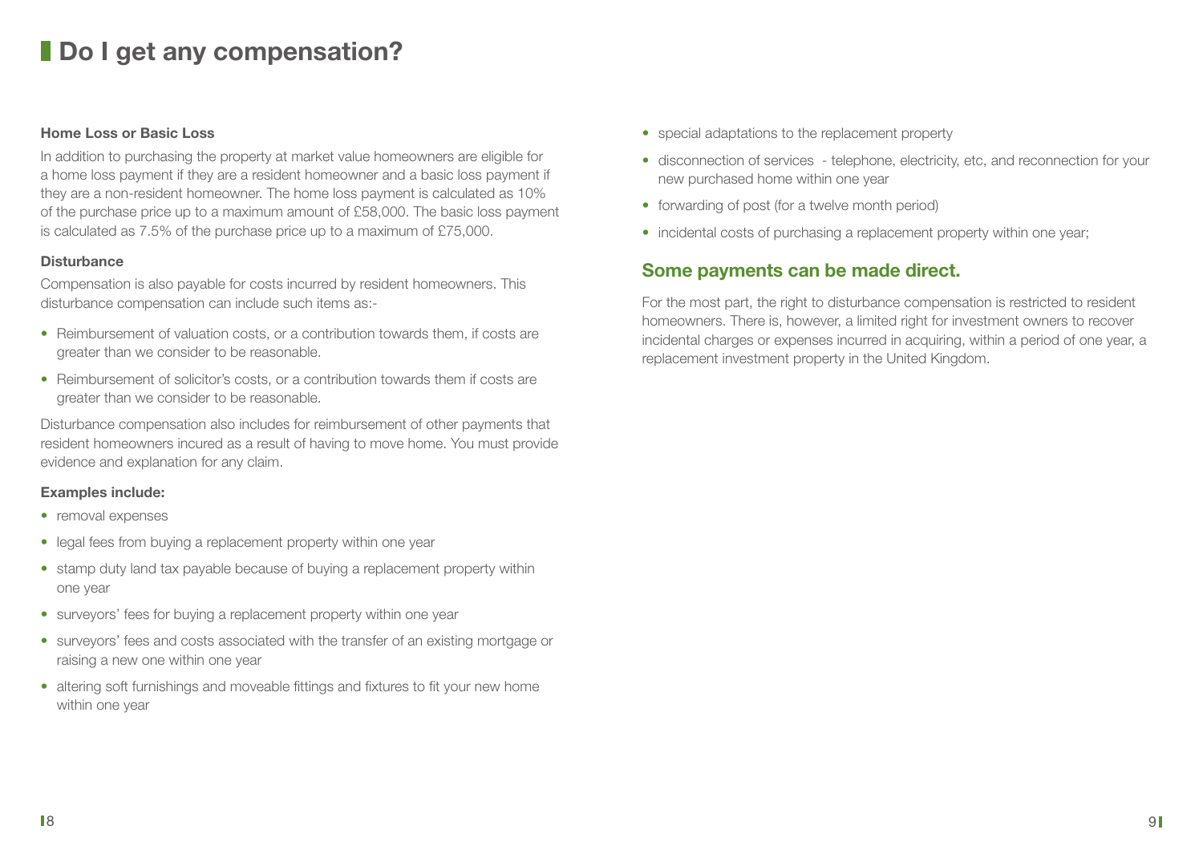# Do I get any compensation?

**Home Loss or Basic Loss**

In addition to purchasing the property at market value homeowners are eligible for a home loss payment if they are a resident homeowner and a basic loss payment if they are a non-resident homeowner. The home loss payment is calculated as 10% of the purchase price up to a maximum amount of £58,000. The basic loss payment is calculated as 7.5% of the purchase price up to a maximum of £75,000.

**Disturbance**

Compensation is also payable for costs incurred by resident homeowners. This disturbance compensation can include such items as:-

- Reimbursement of valuation costs, or a contribution towards them, if costs are greater than we consider to be reasonable.
- Reimbursement of solicitor's costs, or a contribution towards them if costs are greater than we consider to be reasonable.

Disturbance compensation also includes for reimbursement of other payments that resident homeowners incured as a result of having to move home. You must provide evidence and explanation for any claim.

**Examples include:**

- removal expenses
- legal fees from buying a replacement property within one year
- stamp duty land tax payable because of buying a replacement property within one year
- surveyors' fees for buying a replacement property within one year
- surveyors' fees and costs associated with the transfer of an existing mortgage or raising a new one within one year
- altering soft furnishings and moveable fittings and fixtures to fit your new home within one year
- special adaptations to the replacement property
- disconnection of services - telephone, electricity, etc, and reconnection for your new purchased home within one year
- forwarding of post (for a twelve month period)
- incidental costs of purchasing a replacement property within one year;

## Some payments can be made direct.

For the most part, the right to disturbance compensation is restricted to resident homeowners. There is, however, a limited right for investment owners to recover incidental charges or expenses incurred in acquiring, within a period of one year, a replacement investment property in the United Kingdom.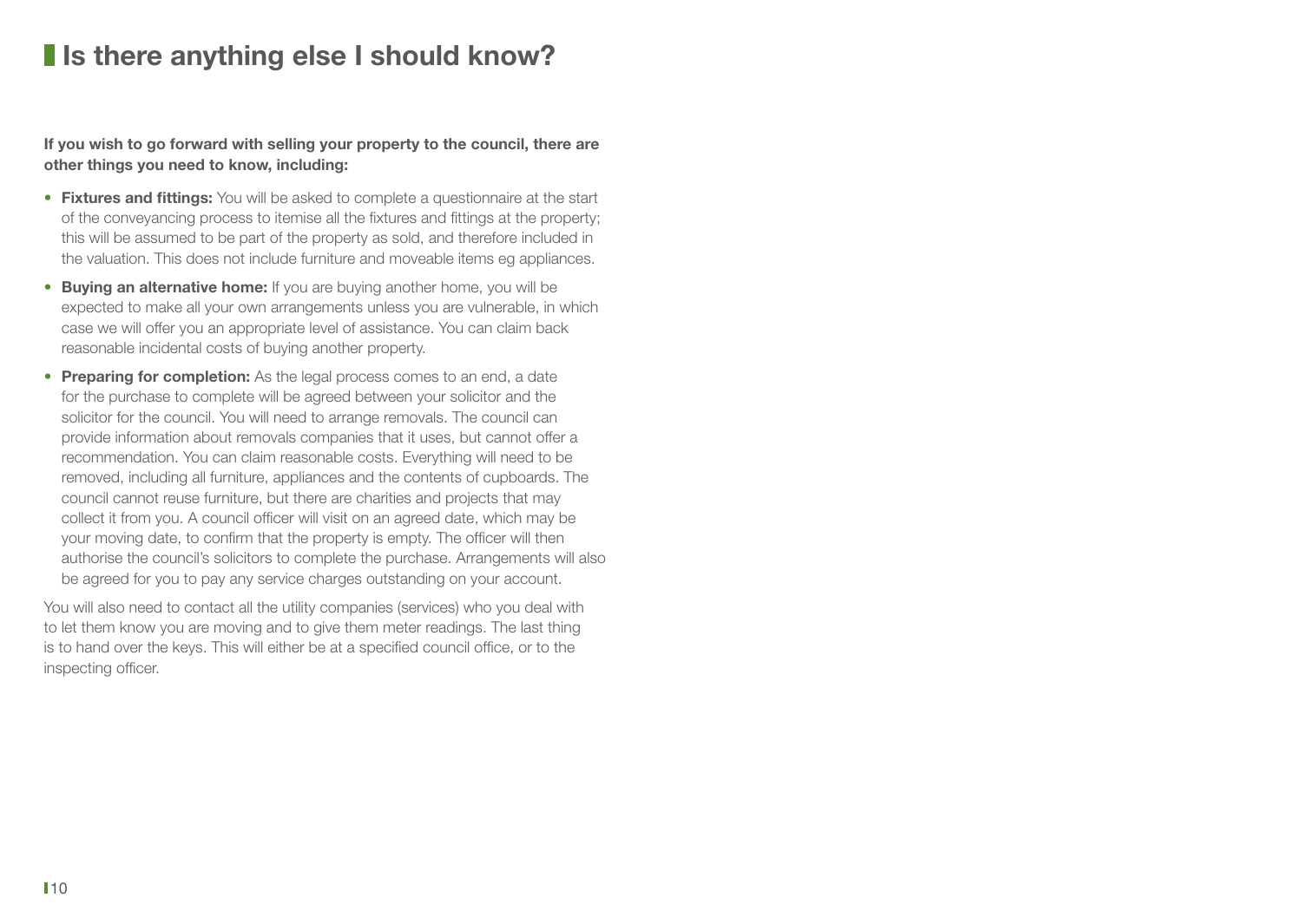# Is there anything else I should know?

**If you wish to go forward with selling your property to the council, there are other things you need to know, including:**

- **Fixtures and fittings:** You will be asked to complete a questionnaire at the start of the conveyancing process to itemise all the fixtures and fittings at the property; this will be assumed to be part of the property as sold, and therefore included in the valuation. This does not include furniture and moveable items eg appliances.
- **Buying an alternative home:** If you are buying another home, you will be expected to make all your own arrangements unless you are vulnerable, in which case we will offer you an appropriate level of assistance. You can claim back reasonable incidental costs of buying another property.
- **Preparing for completion:** As the legal process comes to an end, a date for the purchase to complete will be agreed between your solicitor and the solicitor for the council. You will need to arrange removals. The council can provide information about removals companies that it uses, but cannot offer a recommendation. You can claim reasonable costs. Everything will need to be removed, including all furniture, appliances and the contents of cupboards. The council cannot reuse furniture, but there are charities and projects that may collect it from you. A council officer will visit on an agreed date, which may be your moving date, to confirm that the property is empty. The officer will then authorise the council's solicitors to complete the purchase. Arrangements will also be agreed for you to pay any service charges outstanding on your account.

You will also need to contact all the utility companies (services) who you deal with to let them know you are moving and to give them meter readings. The last thing is to hand over the keys. This will either be at a specified council office, or to the inspecting officer.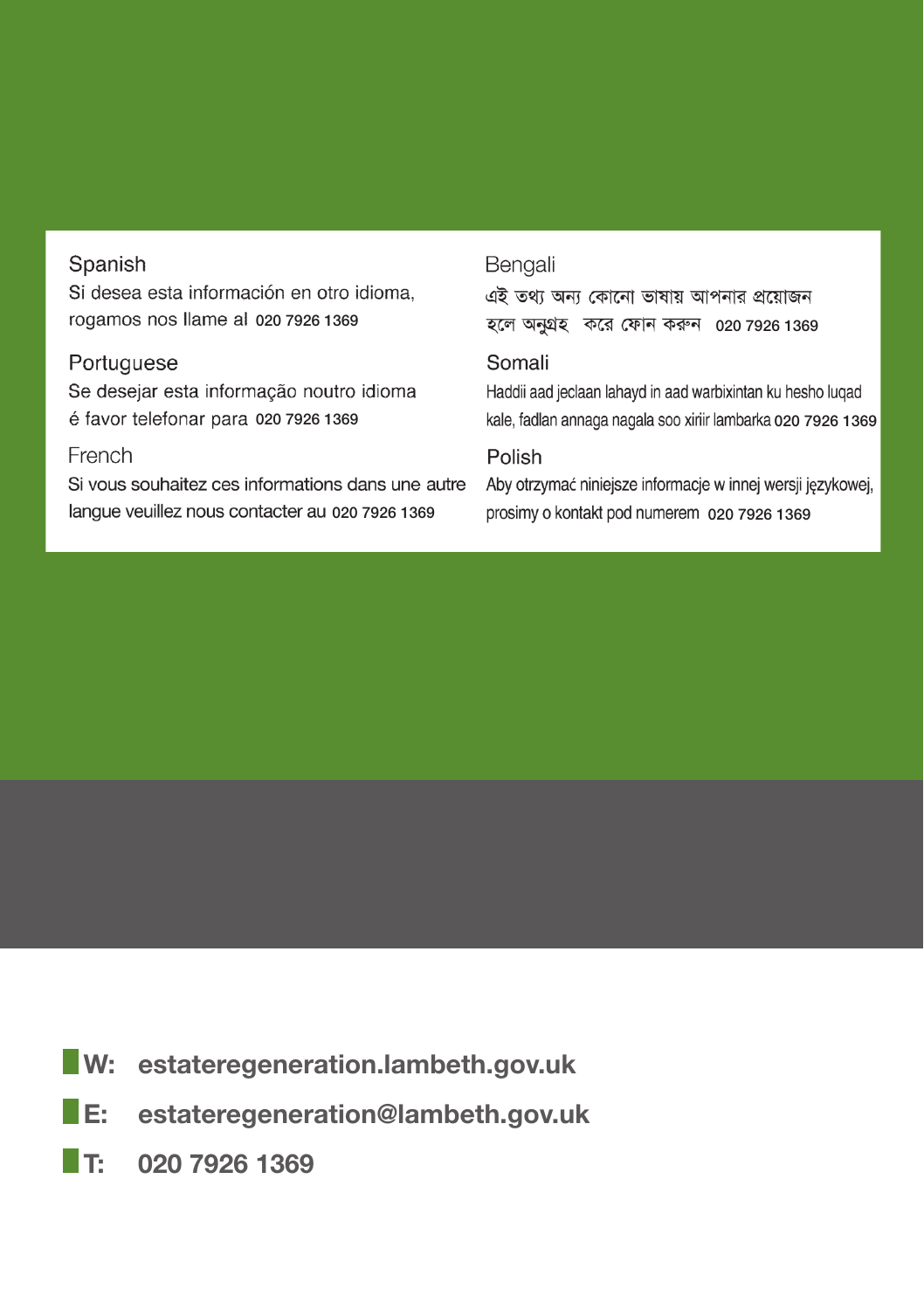**Spanish**
Si desea esta información en otro idioma, rogamos nos llame al 020 7926 1369

**Portuguese**
Se desejar esta informação noutro idioma é favor telefonar para 020 7926 1369

**French**
Si vous souhaitez ces informations dans une autre langue veuillez nous contacter au 020 7926 1369

**Bengali**
এই তথ্য অন্য কোনো ভাষায় আপনার প্রয়োজন হলে অনুগ্রহ করে ফোন করুন 020 7926 1369

**Somali**
Haddii aad jeclaan lahayd in aad warbixintan ku hesho luqad kale, fadlan annaga nagala soo xiriir lambarka 020 7926 1369

**Polish**
Aby otrzymać niniejsze informacje w innej wersji językowej, prosimy o kontakt pod numerem 020 7926 1369

**W:** estateregeneration.lambeth.gov.uk

**E:** estateregeneration@lambeth.gov.uk

**T:** 020 7926 1369